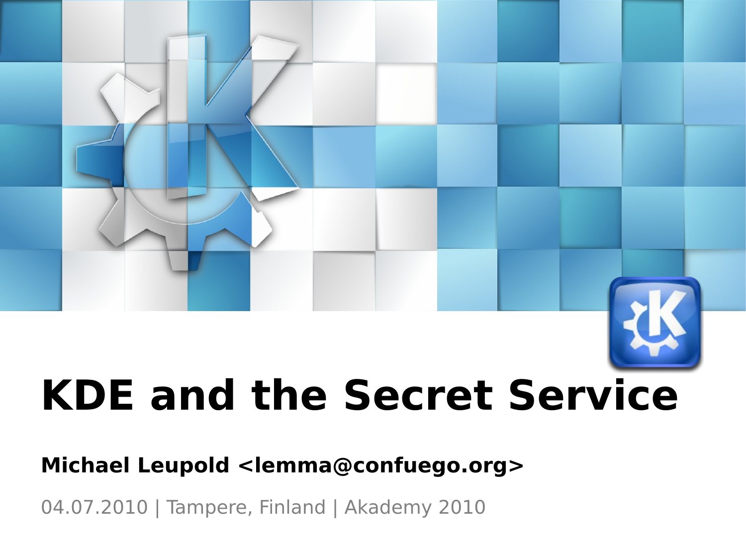# KDE and the Secret Service

**Michael Leupold <lemma@confuego.org>**

04.07.2010 | Tampere, Finland | Akademy 2010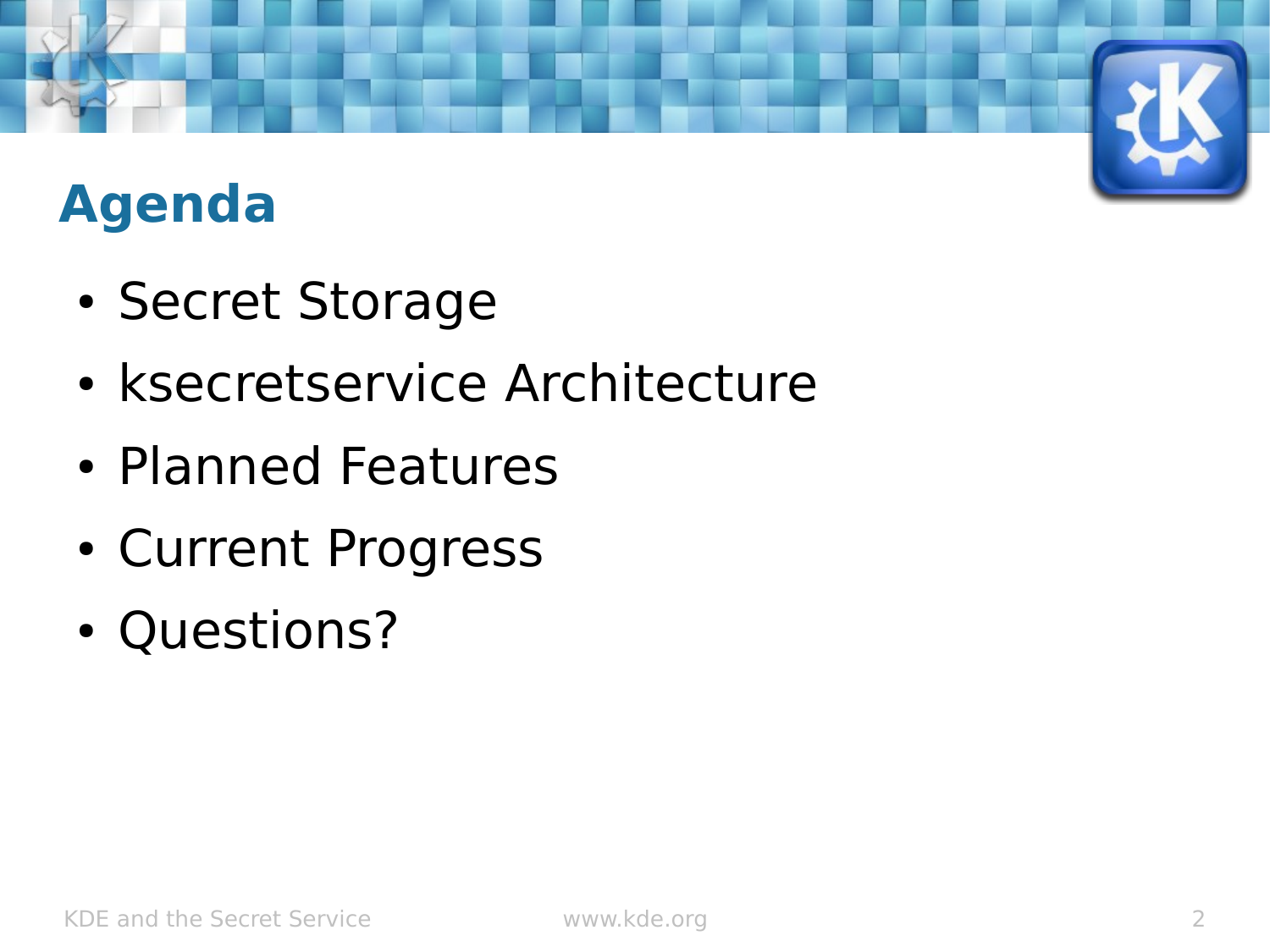# Agenda

- Secret Storage
- ksecretservice Architecture
- Planned Features
- Current Progress
- Questions?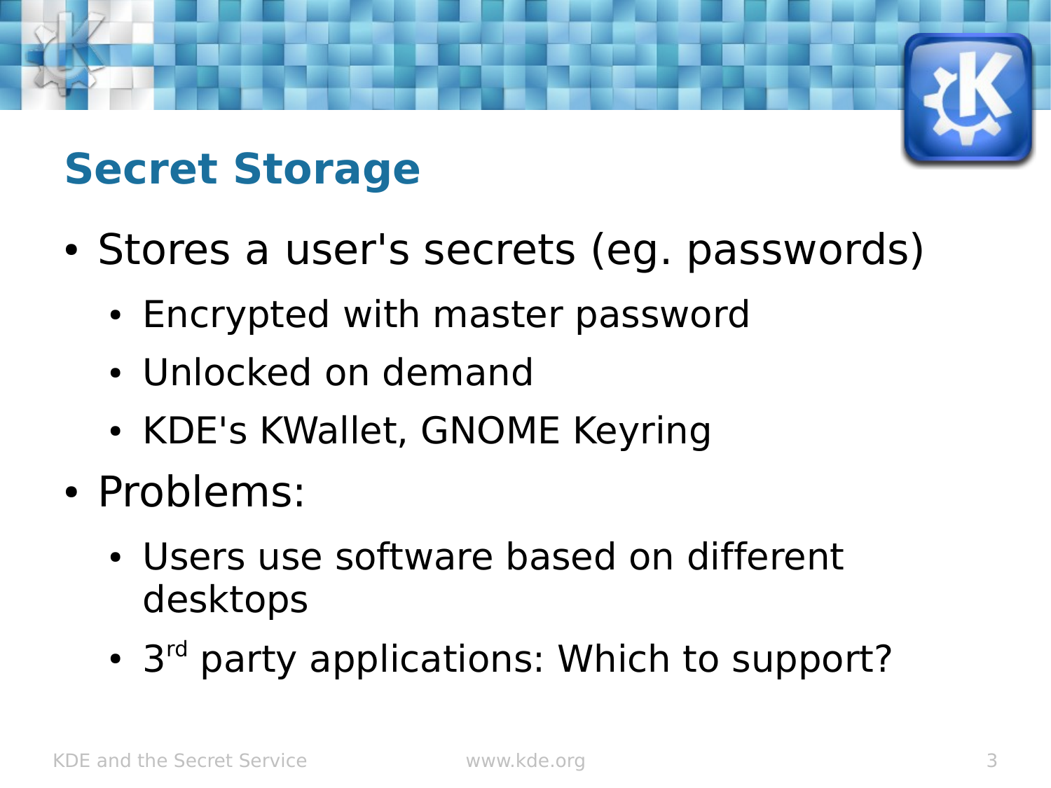# Secret Storage

- Stores a user's secrets (eg. passwords)
  - Encrypted with master password
  - Unlocked on demand
  - KDE's KWallet, GNOME Keyring
- Problems:
  - Users use software based on different desktops
  - 3rd party applications: Which to support?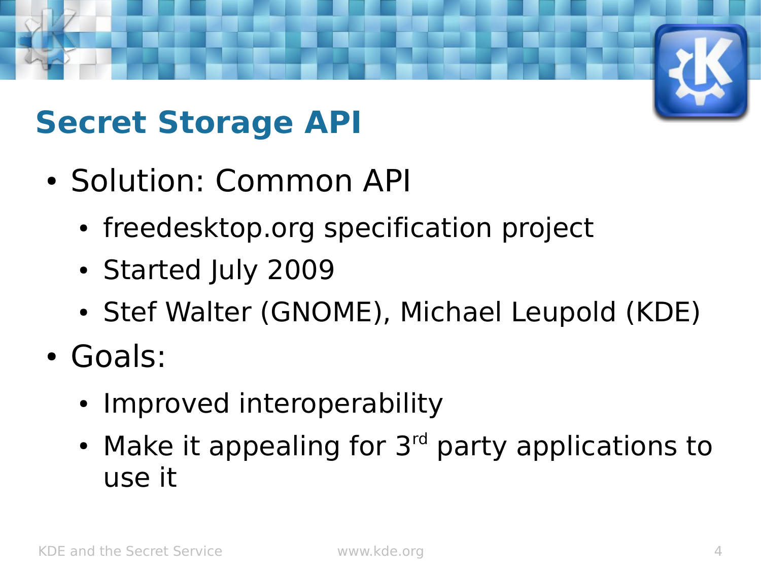# Secret Storage API

- Solution: Common API
  - freedesktop.org specification project
  - Started July 2009
  - Stef Walter (GNOME), Michael Leupold (KDE)
- Goals:
  - Improved interoperability
  - Make it appealing for 3rd party applications to use it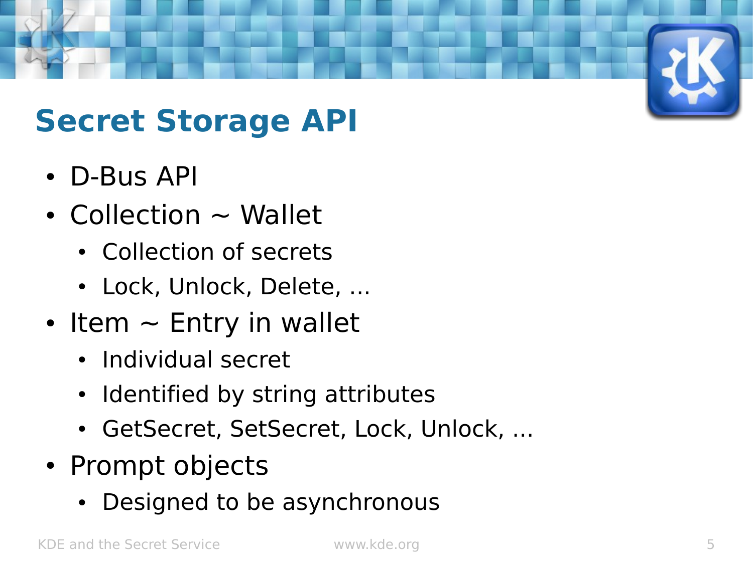# Secret Storage API

- D-Bus API
- Collection ~ Wallet
  - Collection of secrets
  - Lock, Unlock, Delete, ...
- Item ~ Entry in wallet
  - Individual secret
  - Identified by string attributes
  - GetSecret, SetSecret, Lock, Unlock, ...
- Prompt objects
  - Designed to be asynchronous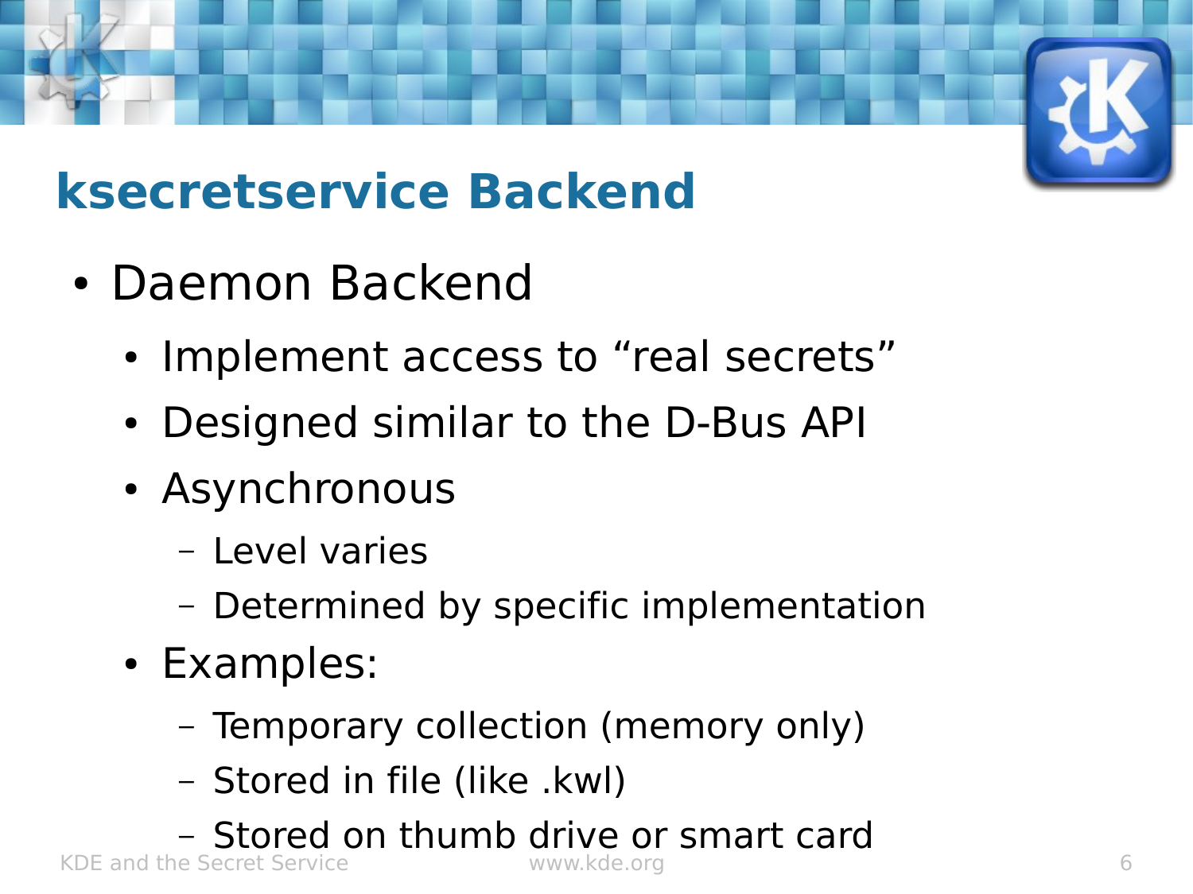# ksecretservice Backend

- Daemon Backend
  - Implement access to “real secrets”
  - Designed similar to the D-Bus API
  - Asynchronous
    - Level varies
    - Determined by specific implementation
  - Examples:
    - Temporary collection (memory only)
    - Stored in file (like .kwl)
    - Stored on thumb drive or smart card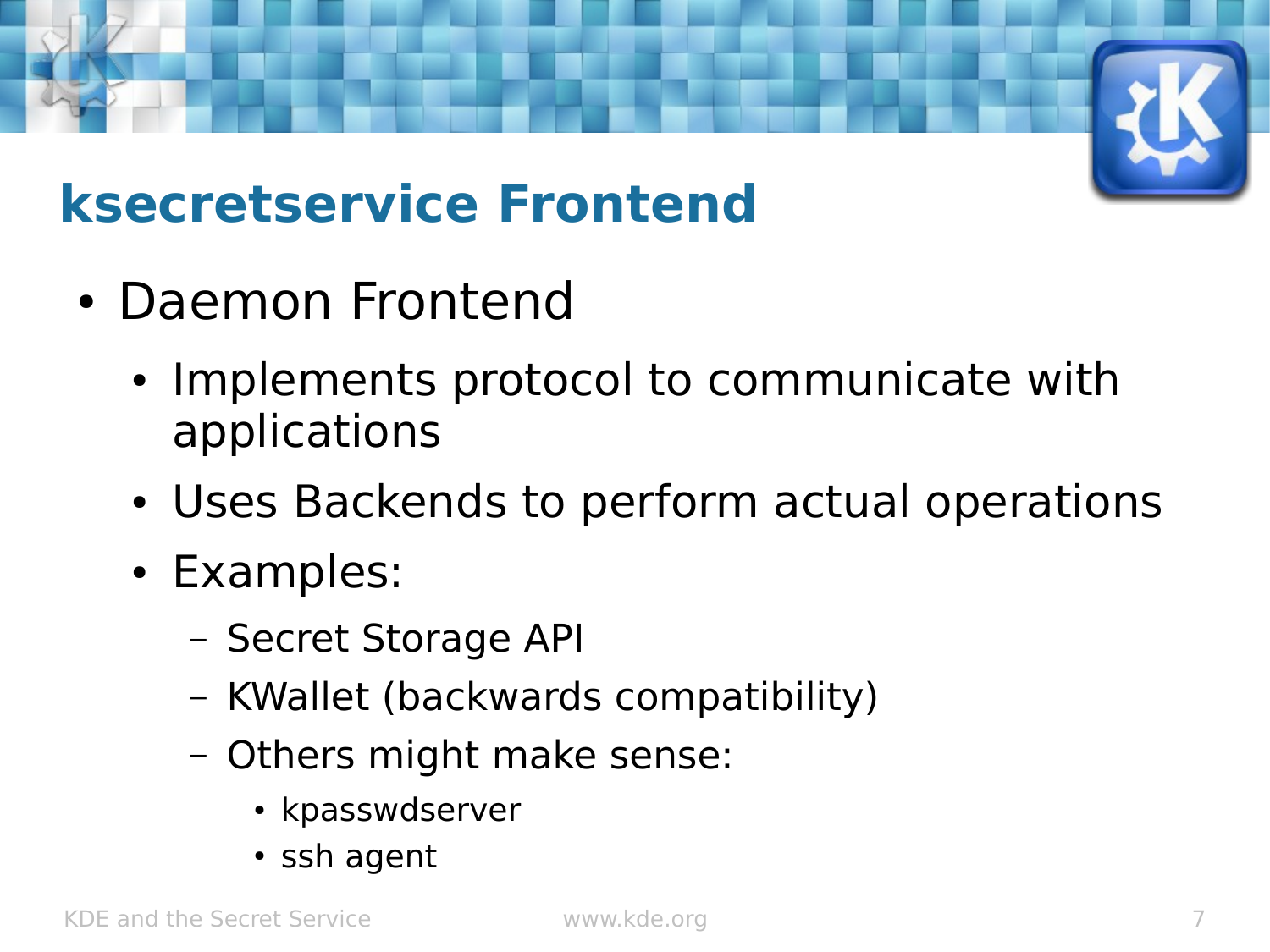# ksecretservice Frontend

- Daemon Frontend
  - Implements protocol to communicate with applications
  - Uses Backends to perform actual operations
  - Examples:
    - Secret Storage API
    - KWallet (backwards compatibility)
    - Others might make sense:
      - kpasswdserver
      - ssh agent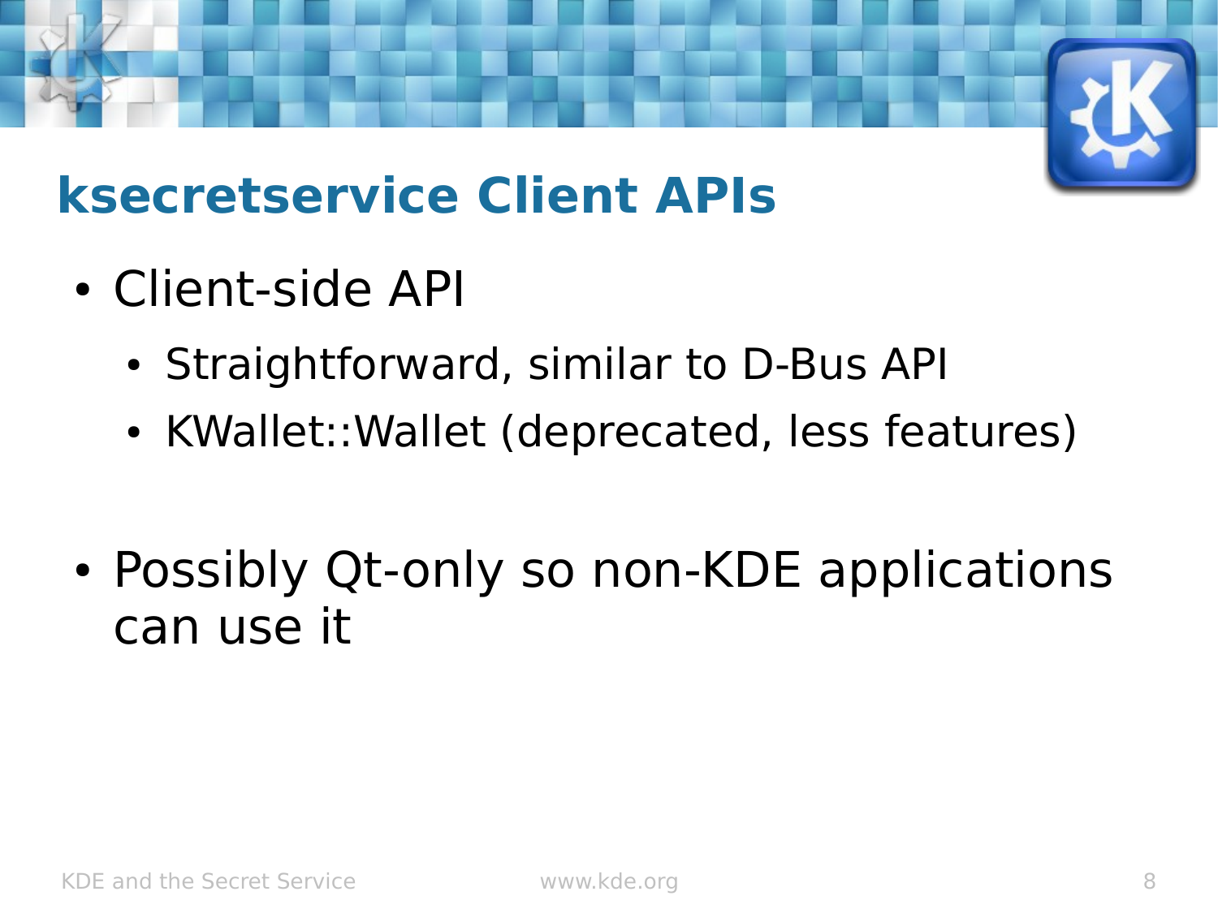# ksecretservice Client APIs

- Client-side API
  - Straightforward, similar to D-Bus API
  - KWallet::Wallet (deprecated, less features)
- Possibly Qt-only so non-KDE applications can use it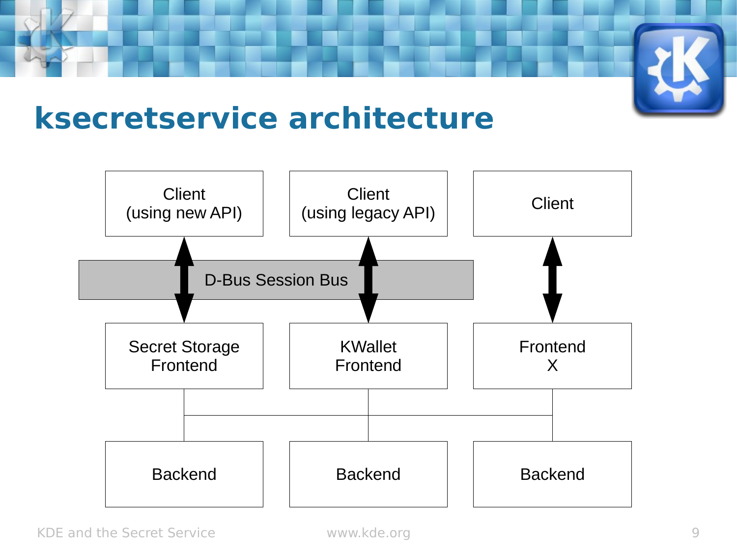# ksecretservice architecture

Client (using new API)

Client (using legacy API)

Client

D-Bus Session Bus

Secret Storage Frontend

KWallet Frontend

Frontend X

Backend

Backend

Backend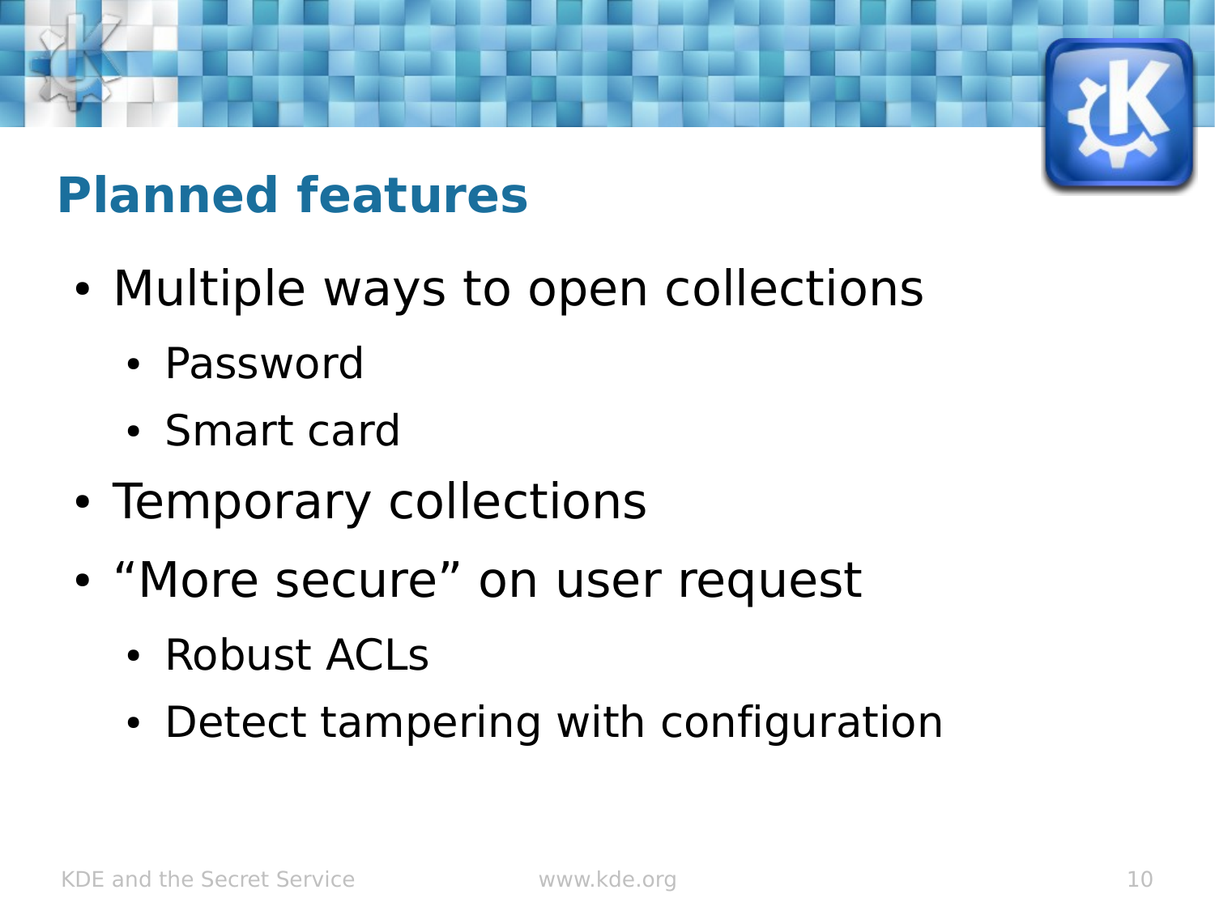## Planned features

- Multiple ways to open collections
  - Password
  - Smart card
- Temporary collections
- “More secure” on user request
  - Robust ACLs
  - Detect tampering with configuration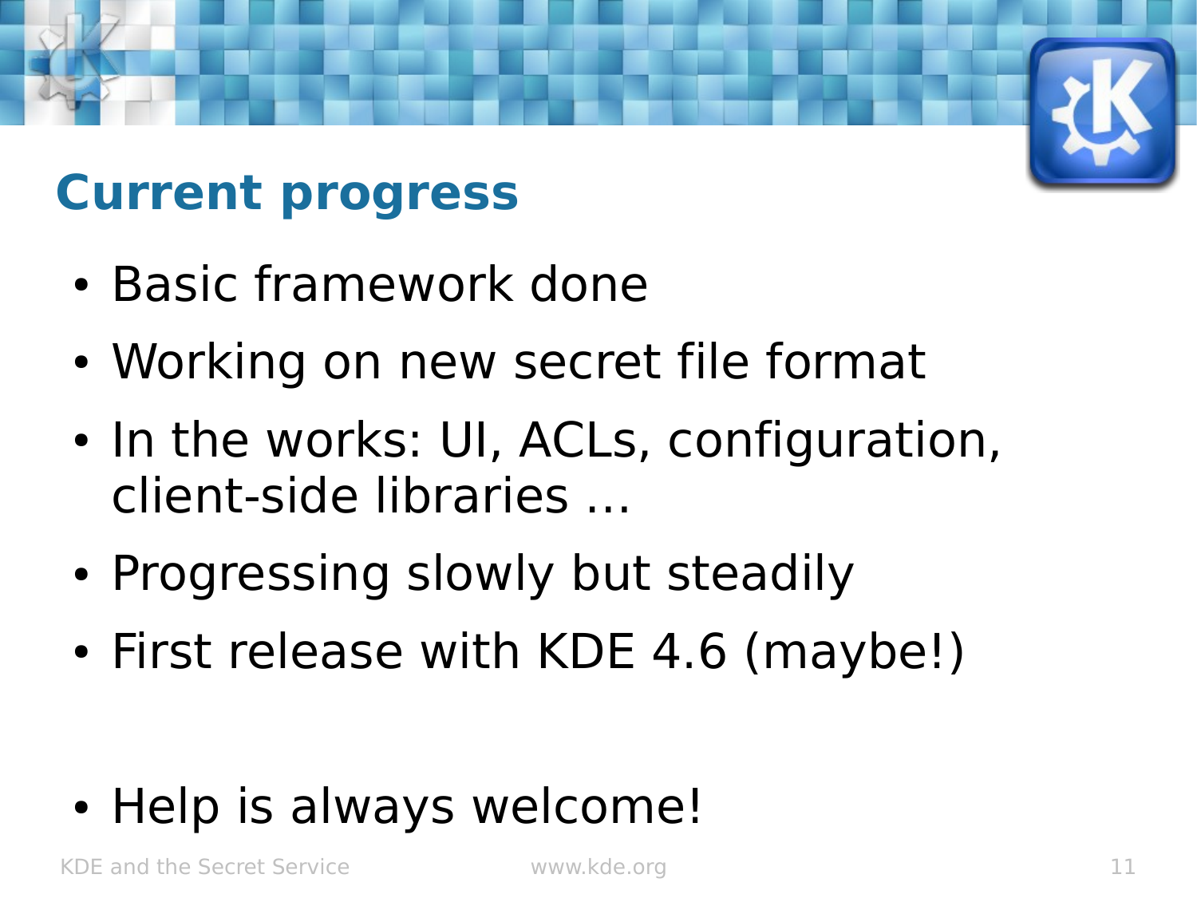## Current progress

- Basic framework done
- Working on new secret file format
- In the works: UI, ACLs, configuration, client-side libraries ...
- Progressing slowly but steadily
- First release with KDE 4.6 (maybe!)

- Help is always welcome!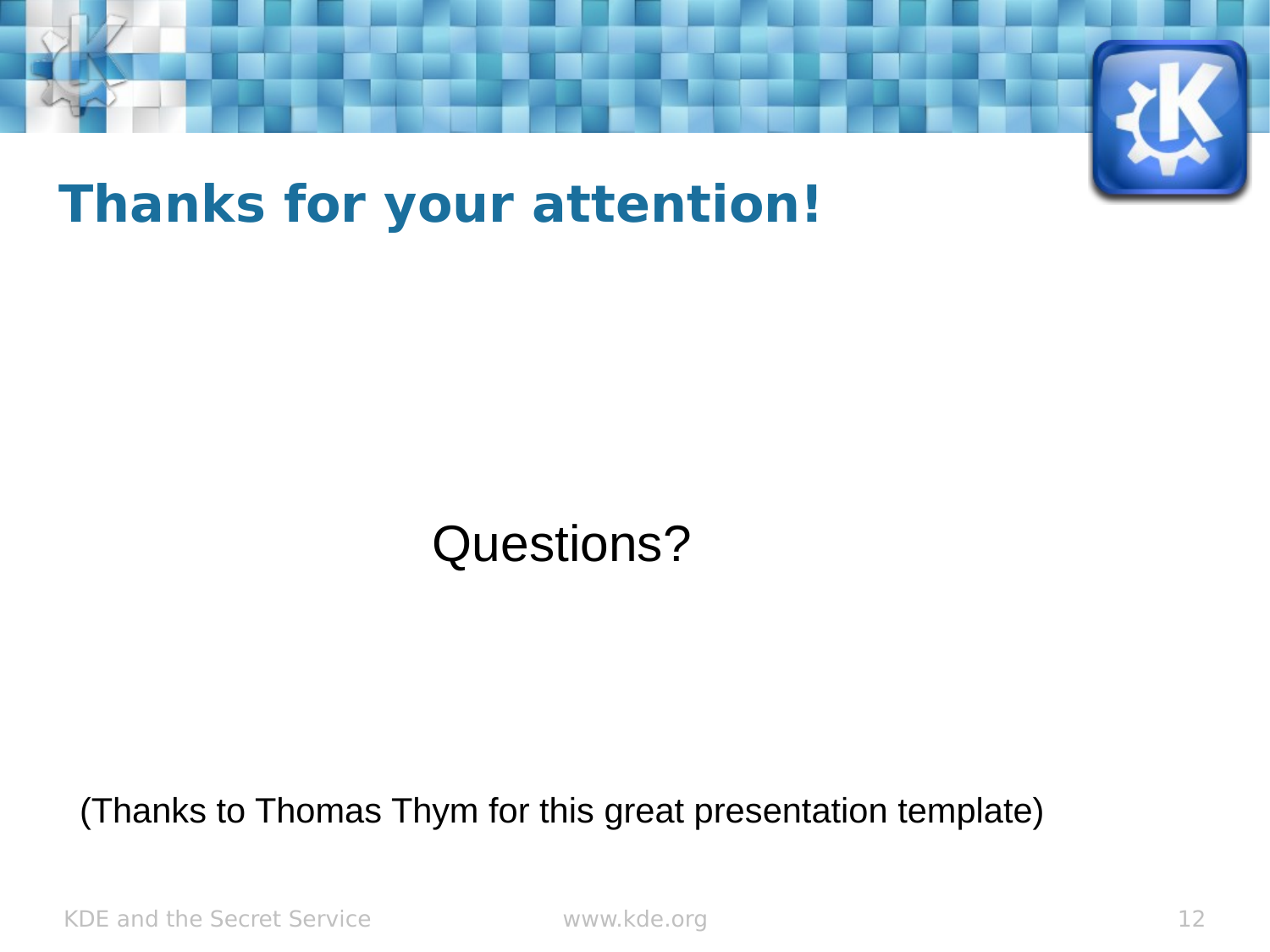# Thanks for your attention!

Questions?

(Thanks to Thomas Thym for this great presentation template)